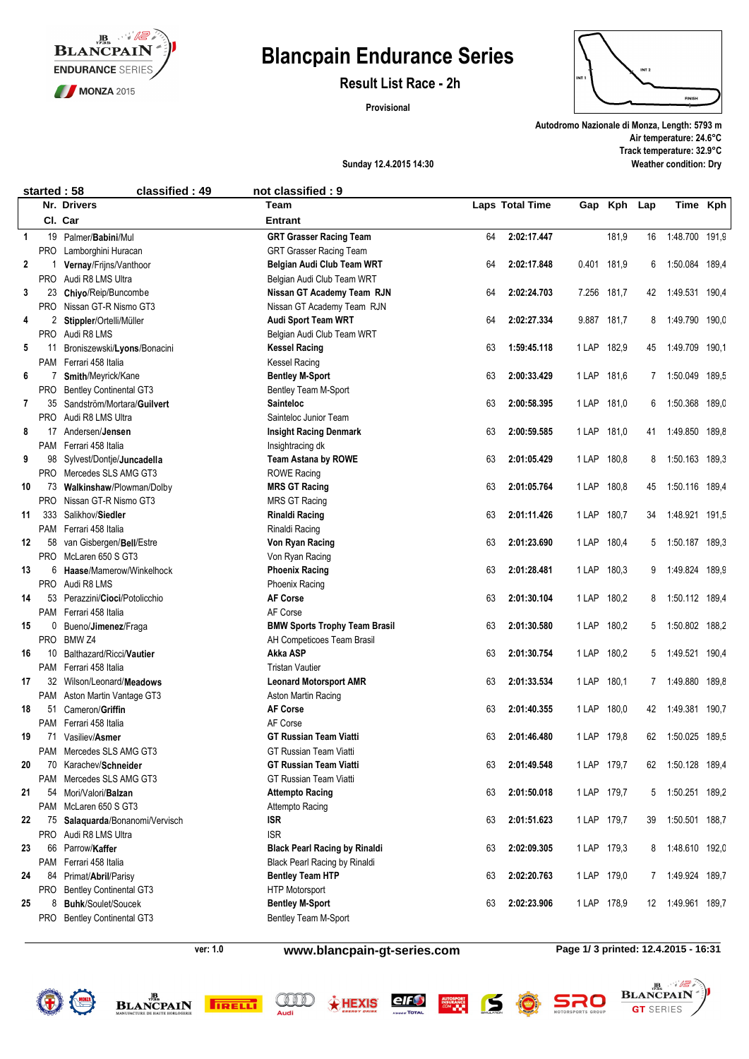# Blancpain Endurance Series

## Result List Race - 2h

**Provisional**

**Autodromo Nazionale di Monza, Length: 5793 m**
**Air temperature: 24.6°C**
**Track temperature: 32.9°C**
**Weather condition: Dry**

**Sunday 12.4.2015 14:30**

**started : 58 classified : 49 not classified : 9**

| Pos | Nr. / Cl. | Drivers / Car | Team / Entrant | Laps | Total Time | Gap | Kph | Lap | Time | Kph |
|---|---|---|---|---|---|---|---|---|---|---|
| 1 | 19 | Palmer/**Babini**/Mul | **GRT Grasser Racing Team** | 64 | **2:02:17.447** | | 181,9 | 16 | 1:48.700 | 191,9 |
| | PRO | Lamborghini Huracan | GRT Grasser Racing Team | | | | | | | |
| 2 | 1 | **Vernay**/Frijns/Vanthoor | **Belgian Audi Club Team WRT** | 64 | **2:02:17.848** | 0.401 | 181,9 | 6 | 1:50.084 | 189,4 |
| | PRO | Audi R8 LMS Ultra | Belgian Audi Club Team WRT | | | | | | | |
| 3 | 23 | **Chiyo**/Reip/Buncombe | **Nissan GT Academy Team RJN** | 64 | **2:02:24.703** | 7.256 | 181,7 | 42 | 1:49.531 | 190,4 |
| | PRO | Nissan GT-R Nismo GT3 | Nissan GT Academy Team RJN | | | | | | | |
| 4 | 2 | **Stippler**/Ortelli/Müller | **Audi Sport Team WRT** | 64 | **2:02:27.334** | 9.887 | 181,7 | 8 | 1:49.790 | 190,0 |
| | PRO | Audi R8 LMS | Belgian Audi Club Team WRT | | | | | | | |
| 5 | 11 | Broniszewski/**Lyons**/Bonacini | **Kessel Racing** | 63 | **1:59:45.118** | 1 LAP | 182,9 | 45 | 1:49.709 | 190,1 |
| | PAM | Ferrari 458 Italia | Kessel Racing | | | | | | | |
| 6 | 7 | **Smith**/Meyrick/Kane | **Bentley M-Sport** | 63 | **2:00:33.429** | 1 LAP | 181,6 | 7 | 1:50.049 | 189,5 |
| | PRO | Bentley Continental GT3 | Bentley Team M-Sport | | | | | | | |
| 7 | 35 | Sandström/Mortara/**Guilvert** | **Sainteloc** | 63 | **2:00:58.395** | 1 LAP | 181,0 | 6 | 1:50.368 | 189,0 |
| | PRO | Audi R8 LMS Ultra | Sainteloc Junior Team | | | | | | | |
| 8 | 17 | Andersen/**Jensen** | **Insight Racing Denmark** | 63 | **2:00:59.585** | 1 LAP | 181,0 | 41 | 1:49.850 | 189,8 |
| | PAM | Ferrari 458 Italia | Insightracing dk | | | | | | | |
| 9 | 98 | Sylvest/Dontje/**Juncadella** | **Team Astana by ROWE** | 63 | **2:01:05.429** | 1 LAP | 180,8 | 8 | 1:50.163 | 189,3 |
| | PRO | Mercedes SLS AMG GT3 | ROWE Racing | | | | | | | |
| 10 | 73 | **Walkinshaw**/Plowman/Dolby | **MRS GT Racing** | 63 | **2:01:05.764** | 1 LAP | 180,8 | 45 | 1:50.116 | 189,4 |
| | PRO | Nissan GT-R Nismo GT3 | MRS GT Racing | | | | | | | |
| 11 | 333 | Salikhov/**Siedler** | **Rinaldi Racing** | 63 | **2:01:11.426** | 1 LAP | 180,7 | 34 | 1:48.921 | 191,5 |
| | PAM | Ferrari 458 Italia | Rinaldi Racing | | | | | | | |
| 12 | 58 | van Gisbergen/**Bell**/Estre | **Von Ryan Racing** | 63 | **2:01:23.690** | 1 LAP | 180,4 | 5 | 1:50.187 | 189,3 |
| | PRO | McLaren 650 S GT3 | Von Ryan Racing | | | | | | | |
| 13 | 6 | **Haase**/Mamerow/Winkelhock | **Phoenix Racing** | 63 | **2:01:28.481** | 1 LAP | 180,3 | 9 | 1:49.824 | 189,9 |
| | PRO | Audi R8 LMS | Phoenix Racing | | | | | | | |
| 14 | 53 | Perazzini/**Cioci**/Potolicchio | **AF Corse** | 63 | **2:01:30.104** | 1 LAP | 180,2 | 8 | 1:50.112 | 189,4 |
| | PAM | Ferrari 458 Italia | AF Corse | | | | | | | |
| 15 | 0 | Bueno/**Jimenez**/Fraga | **BMW Sports Trophy Team Brasil** | 63 | **2:01:30.580** | 1 LAP | 180,2 | 5 | 1:50.802 | 188,2 |
| | PRO | BMW Z4 | AH Competicoes Team Brasil | | | | | | | |
| 16 | 10 | Balthazard/Ricci/**Vautier** | **Akka ASP** | 63 | **2:01:30.754** | 1 LAP | 180,2 | 5 | 1:49.521 | 190,4 |
| | PAM | Ferrari 458 Italia | Tristan Vautier | | | | | | | |
| 17 | 32 | Wilson/Leonard/**Meadows** | **Leonard Motorsport AMR** | 63 | **2:01:33.534** | 1 LAP | 180,1 | 7 | 1:49.880 | 189,8 |
| | PAM | Aston Martin Vantage GT3 | Aston Martin Racing | | | | | | | |
| 18 | 51 | Cameron/**Griffin** | **AF Corse** | 63 | **2:01:40.355** | 1 LAP | 180,0 | 42 | 1:49.381 | 190,7 |
| | PAM | Ferrari 458 Italia | AF Corse | | | | | | | |
| 19 | 71 | Vasiliev/**Asmer** | **GT Russian Team Viatti** | 63 | **2:01:46.480** | 1 LAP | 179,8 | 62 | 1:50.025 | 189,5 |
| | PAM | Mercedes SLS AMG GT3 | GT Russian Team Viatti | | | | | | | |
| 20 | 70 | Karachev/**Schneider** | **GT Russian Team Viatti** | 63 | **2:01:49.548** | 1 LAP | 179,7 | 62 | 1:50.128 | 189,4 |
| | PAM | Mercedes SLS AMG GT3 | GT Russian Team Viatti | | | | | | | |
| 21 | 54 | Mori/Valori/**Balzan** | **Attempto Racing** | 63 | **2:01:50.018** | 1 LAP | 179,7 | 5 | 1:50.251 | 189,2 |
| | PAM | McLaren 650 S GT3 | Attempto Racing | | | | | | | |
| 22 | 75 | **Salaquarda**/Bonanomi/Vervisch | **ISR** | 63 | **2:01:51.623** | 1 LAP | 179,7 | 39 | 1:50.501 | 188,7 |
| | PRO | Audi R8 LMS Ultra | ISR | | | | | | | |
| 23 | 66 | Parrow/**Kaffer** | **Black Pearl Racing by Rinaldi** | 63 | **2:02:09.305** | 1 LAP | 179,3 | 8 | 1:48.610 | 192,0 |
| | PAM | Ferrari 458 Italia | Black Pearl Racing by Rinaldi | | | | | | | |
| 24 | 84 | Primat/**Abril**/Parisy | **Bentley Team HTP** | 63 | **2:02:20.763** | 1 LAP | 179,0 | 7 | 1:49.924 | 189,7 |
| | PRO | Bentley Continental GT3 | HTP Motorsport | | | | | | | |
| 25 | 8 | **Buhk**/Soulet/Soucek | **Bentley M-Sport** | 63 | **2:02:23.906** | 1 LAP | 178,9 | 12 | 1:49.961 | 189,7 |
| | PRO | Bentley Continental GT3 | Bentley Team M-Sport | | | | | | | |

ver: 1.0 | www.blancpain-gt-series.com | printed: 12.4.2015 - 16:31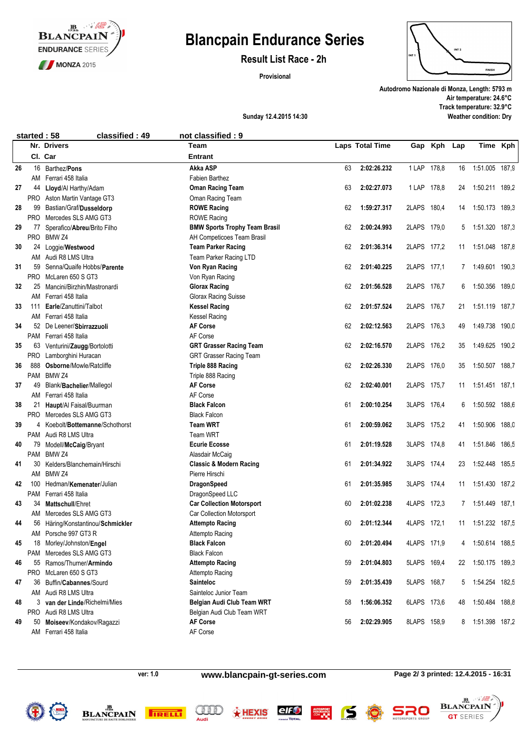# Blancpain Endurance Series

## Result List Race - 2h

Provisional

Autodromo Nazionale di Monza, Length: 5793 m
Air temperature: 24.6°C
Track temperature: 32.9°C
Weather condition: Dry

Sunday 12.4.2015 14:30

started : 58 classified : 49 not classified : 9

| | Nr. | Drivers | Team | Laps | Total Time | Gap | Kph | Lap | Time | Kph |
|---|---|---|---|---|---|---|---|---|---|---|
| | Cl. | Car | Entrant | | | | | | | |
| 26 | 16 | Barthez/**Pons** | **Akka ASP** | 63 | **2:02:26.232** | 1 LAP | 178,8 | 16 | 1:51.005 | 187,9 |
| | AM | Ferrari 458 Italia | Fabien Barthez | | | | | | | |
| 27 | 44 | **Lloyd**/Al Harthy/Adam | **Oman Racing Team** | 63 | **2:02:27.073** | 1 LAP | 178,8 | 24 | 1:50.211 | 189,2 |
| | PRO | Aston Martin Vantage GT3 | Oman Racing Team | | | | | | | |
| 28 | 99 | Bastian/Graf/**Dusseldorp** | **ROWE Racing** | 62 | **1:59:27.317** | 2LAPS | 180,4 | 14 | 1:50.173 | 189,3 |
| | PRO | Mercedes SLS AMG GT3 | ROWE Racing | | | | | | | |
| 29 | 77 | Sperafico/**Abreu**/Brito Filho | **BMW Sports Trophy Team Brasil** | 62 | **2:00:24.993** | 2LAPS | 179,0 | 5 | 1:51.320 | 187,3 |
| | PRO | BMW Z4 | AH Competicoes Team Brasil | | | | | | | |
| 30 | 24 | Loggie/**Westwood** | **Team Parker Racing** | 62 | **2:01:36.314** | 2LAPS | 177,2 | 11 | 1:51.048 | 187,8 |
| | AM | Audi R8 LMS Ultra | Team Parker Racing LTD | | | | | | | |
| 31 | 59 | Senna/Quaife Hobbs/**Parente** | **Von Ryan Racing** | 62 | **2:01:40.225** | 2LAPS | 177,1 | 7 | 1:49.601 | 190,3 |
| | PRO | McLaren 650 S GT3 | Von Ryan Racing | | | | | | | |
| 32 | 25 | Mancini/Birzhin/Mastronardi | **Glorax Racing** | 62 | **2:01:56.528** | 2LAPS | 176,7 | 6 | 1:50.356 | 189,0 |
| | AM | Ferrari 458 Italia | Glorax Racing Suisse | | | | | | | |
| 33 | 111 | **Earle**/Zanuttini/Talbot | **Kessel Racing** | 62 | **2:01:57.524** | 2LAPS | 176,7 | 21 | 1:51.119 | 187,7 |
| | AM | Ferrari 458 Italia | Kessel Racing | | | | | | | |
| 34 | 52 | De Leener/**Sbirrazzuoli** | **AF Corse** | 62 | **2:02:12.563** | 2LAPS | 176,3 | 49 | 1:49.738 | 190,0 |
| | PAM | Ferrari 458 Italia | AF Corse | | | | | | | |
| 35 | 63 | Venturini/**Zaugg**/Bortolotti | **GRT Grasser Racing Team** | 62 | **2:02:16.570** | 2LAPS | 176,2 | 35 | 1:49.625 | 190,2 |
| | PRO | Lamborghini Huracan | GRT Grasser Racing Team | | | | | | | |
| 36 | 888 | **Osborne**/Mowle/Ratcliffe | **Triple 888 Racing** | 62 | **2:02:26.330** | 2LAPS | 176,0 | 35 | 1:50.507 | 188,7 |
| | PAM | BMW Z4 | Triple 888 Racing | | | | | | | |
| 37 | 49 | Blank/**Bachelier**/Mallegol | **AF Corse** | 62 | **2:02:40.001** | 2LAPS | 175,7 | 11 | 1:51.451 | 187,1 |
| | AM | Ferrari 458 Italia | AF Corse | | | | | | | |
| 38 | 21 | **Haupt**/Al Faisal/Buurman | **Black Falcon** | 61 | **2:00:10.254** | 3LAPS | 176,4 | 6 | 1:50.592 | 188,6 |
| | PRO | Mercedes SLS AMG GT3 | Black Falcon | | | | | | | |
| 39 | 4 | Koebolt/**Bottemanne**/Schothorst | **Team WRT** | 61 | **2:00:59.062** | 3LAPS | 175,2 | 41 | 1:50.906 | 188,0 |
| | PAM | Audi R8 LMS Ultra | Team WRT | | | | | | | |
| 40 | 79 | Modell/**McCaig**/Bryant | **Ecurie Ecosse** | 61 | **2:01:19.528** | 3LAPS | 174,8 | 41 | 1:51.846 | 186,5 |
| | PAM | BMW Z4 | Alasdair McCaig | | | | | | | |
| 41 | 30 | Kelders/Blanchemain/Hirschi | **Classic & Modern Racing** | 61 | **2:01:34.922** | 3LAPS | 174,4 | 23 | 1:52.448 | 185,5 |
| | AM | BMW Z4 | Pierre Hirschi | | | | | | | |
| 42 | 100 | Hedman/**Kemenater**/Julian | **DragonSpeed** | 61 | **2:01:35.985** | 3LAPS | 174,4 | 11 | 1:51.430 | 187,2 |
| | PAM | Ferrari 458 Italia | DragonSpeed LLC | | | | | | | |
| 43 | 34 | **Mattschull**/Ehret | **Car Collection Motorsport** | 60 | **2:01:02.238** | 4LAPS | 172,3 | 7 | 1:51.449 | 187,1 |
| | AM | Mercedes SLS AMG GT3 | Car Collection Motorsport | | | | | | | |
| 44 | 56 | Häring/Konstantinou/**Schmickler** | **Attempto Racing** | 60 | **2:01:12.344** | 4LAPS | 172,1 | 11 | 1:51.232 | 187,5 |
| | AM | Porsche 997 GT3 R | Attempto Racing | | | | | | | |
| 45 | 18 | Morley/Johnston/**Engel** | **Black Falcon** | 60 | **2:01:20.494** | 4LAPS | 171,9 | 4 | 1:50.614 | 188,5 |
| | PAM | Mercedes SLS AMG GT3 | Black Falcon | | | | | | | |
| 46 | 55 | Ramos/Thurner/**Armindo** | **Attempto Racing** | 59 | **2:01:04.803** | 5LAPS | 169,4 | 22 | 1:50.175 | 189,3 |
| | PRO | McLaren 650 S GT3 | Attempto Racing | | | | | | | |
| 47 | 36 | Buffin/**Cabannes**/Sourd | **Sainteloc** | 59 | **2:01:35.439** | 5LAPS | 168,7 | 5 | 1:54.254 | 182,5 |
| | AM | Audi R8 LMS Ultra | Sainteloc Junior Team | | | | | | | |
| 48 | 3 | **van der Linde**/Richelmi/Mies | **Belgian Audi Club Team WRT** | 58 | **1:56:06.352** | 6LAPS | 173,6 | 48 | 1:50.484 | 188,8 |
| | PRO | Audi R8 LMS Ultra | Belgian Audi Club Team WRT | | | | | | | |
| 49 | 50 | **Moiseev**/Kondakov/Ragazzi | **AF Corse** | 56 | **2:02:29.905** | 8LAPS | 158,9 | 8 | 1:51.398 | 187,2 |
| | AM | Ferrari 458 Italia | AF Corse | | | | | | | |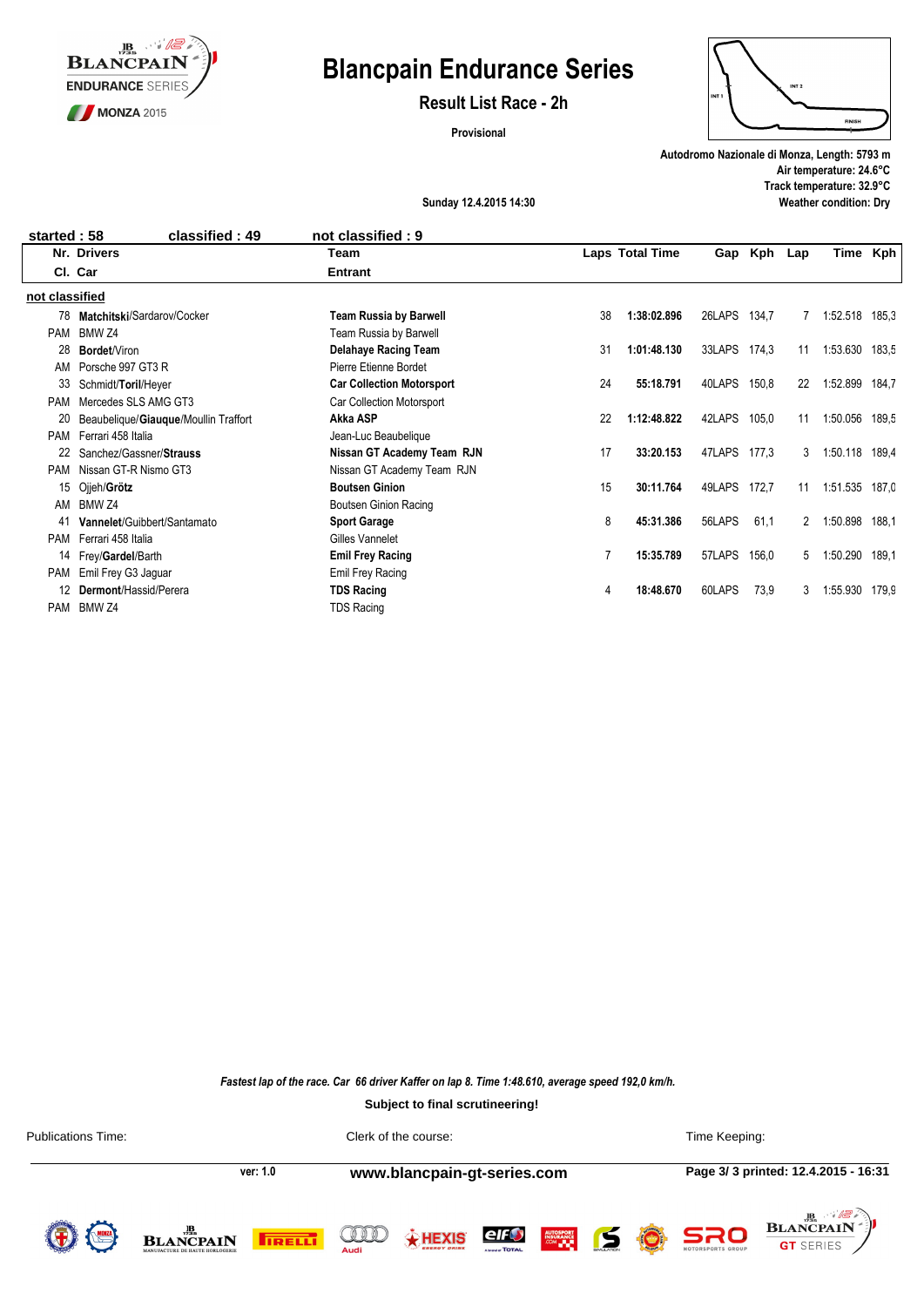# Blancpain Endurance Series

## Result List Race - 2h

**Provisional**

Autodromo Nazionale di Monza, Length: 5793 m
Air temperature: 24.6°C
Track temperature: 32.9°C
Weather condition: Dry

Sunday 12.4.2015 14:30

**started : 58** **classified : 49** **not classified : 9**

**not classified**

| Nr. / Cl. | Drivers / Car | Team / Entrant | Laps | Total Time | Gap | Kph | Lap | Time | Kph |
|---|---|---|---|---|---|---|---|---|---|
| 78 | **Matchitski**/Sardarov/Cocker | **Team Russia by Barwell** | 38 | **1:38:02.896** | 26LAPS | 134,7 | 7 | 1:52.518 | 185,3 |
| PAM | BMW Z4 | Team Russia by Barwell | | | | | | | |
| 28 | **Bordet**/Viron | **Delahaye Racing Team** | 31 | **1:01:48.130** | 33LAPS | 174,3 | 11 | 1:53.630 | 183,5 |
| AM | Porsche 997 GT3 R | Pierre Etienne Bordet | | | | | | | |
| 33 | Schmidt/**Toril**/Heyer | **Car Collection Motorsport** | 24 | **55:18.791** | 40LAPS | 150,8 | 22 | 1:52.899 | 184,7 |
| PAM | Mercedes SLS AMG GT3 | Car Collection Motorsport | | | | | | | |
| 20 | Beaubelique/**Giauque**/Moullin Traffort | **Akka ASP** | 22 | **1:12:48.822** | 42LAPS | 105,0 | 11 | 1:50.056 | 189,5 |
| PAM | Ferrari 458 Italia | Jean-Luc Beaubelique | | | | | | | |
| 22 | Sanchez/Gassner/**Strauss** | **Nissan GT Academy Team RJN** | 17 | **33:20.153** | 47LAPS | 177,3 | 3 | 1:50.118 | 189,4 |
| PAM | Nissan GT-R Nismo GT3 | Nissan GT Academy Team RJN | | | | | | | |
| 15 | Ojjeh/**Grötz** | **Boutsen Ginion** | 15 | **30:11.764** | 49LAPS | 172,7 | 11 | 1:51.535 | 187,0 |
| AM | BMW Z4 | Boutsen Ginion Racing | | | | | | | |
| 41 | **Vannelet**/Guibbert/Santamato | **Sport Garage** | 8 | **45:31.386** | 56LAPS | 61,1 | 2 | 1:50.898 | 188,1 |
| PAM | Ferrari 458 Italia | Gilles Vannelet | | | | | | | |
| 14 | Frey/**Gardel**/Barth | **Emil Frey Racing** | 7 | **15:35.789** | 57LAPS | 156,0 | 5 | 1:50.290 | 189,1 |
| PAM | Emil Frey G3 Jaguar | Emil Frey Racing | | | | | | | |
| 12 | **Dermont**/Hassid/Perera | **TDS Racing** | 4 | **18:48.670** | 60LAPS | 73,9 | 3 | 1:55.930 | 179,9 |
| PAM | BMW Z4 | TDS Racing | | | | | | | |

*Fastest lap of the race. Car 66 driver Kaffer on lap 8. Time 1:48.610, average speed 192,0 km/h.*

**Subject to final scrutineering!**

Publications Time: Clerk of the course: Time Keeping:

ver: 1.0 **www.blancpain-gt-series.com** printed: 12.4.2015 - 16:31